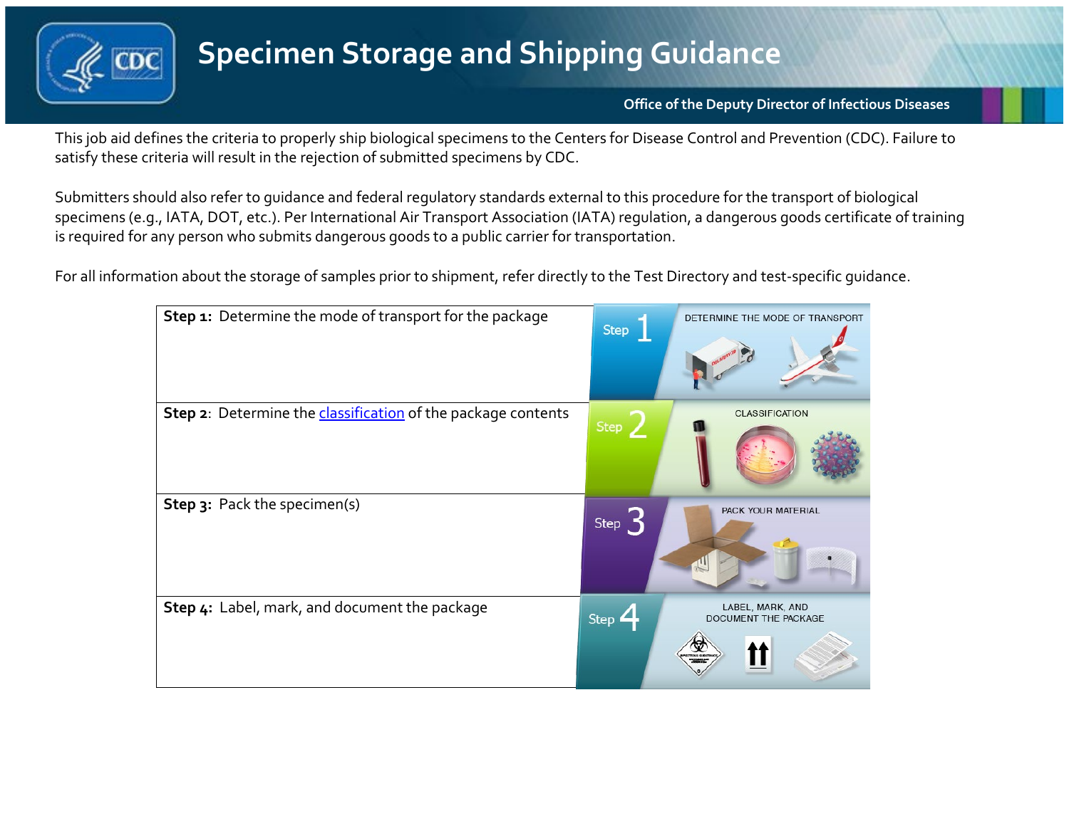# Specimen Storage and Shipping Guidance

**Office of the Deputy Director of Infectious Diseases**

This job aid defines the criteria to properly ship biological specimens to the Centers for Disease Control and Prevention (CDC). Failure to satisfy these criteria will result in the rejection of submitted specimens by CDC.

Submitters should also refer to guidance and federal regulatory standards external to this procedure for the transport of biological specimens (e.g., IATA, DOT, etc.). Per International Air Transport Association (IATA) regulation, a dangerous goods certificate of training is required for any person who submits dangerous goods to a public carrier for transportation.

For all information about the storage of samples prior to shipment, refer directly to the Test Directory and test-specific guidance.

| | |
|---|---|
| **Step 1:** Determine the mode of transport for the package | Step 1 DETERMINE THE MODE OF TRANSPORT |
| **Step 2**: Determine the classification of the package contents | Step 2 CLASSIFICATION |
| **Step 3:** Pack the specimen(s) | Step 3 PACK YOUR MATERIAL |
| **Step 4:** Label, mark, and document the package | Step 4 LABEL, MARK, AND DOCUMENT THE PACKAGE |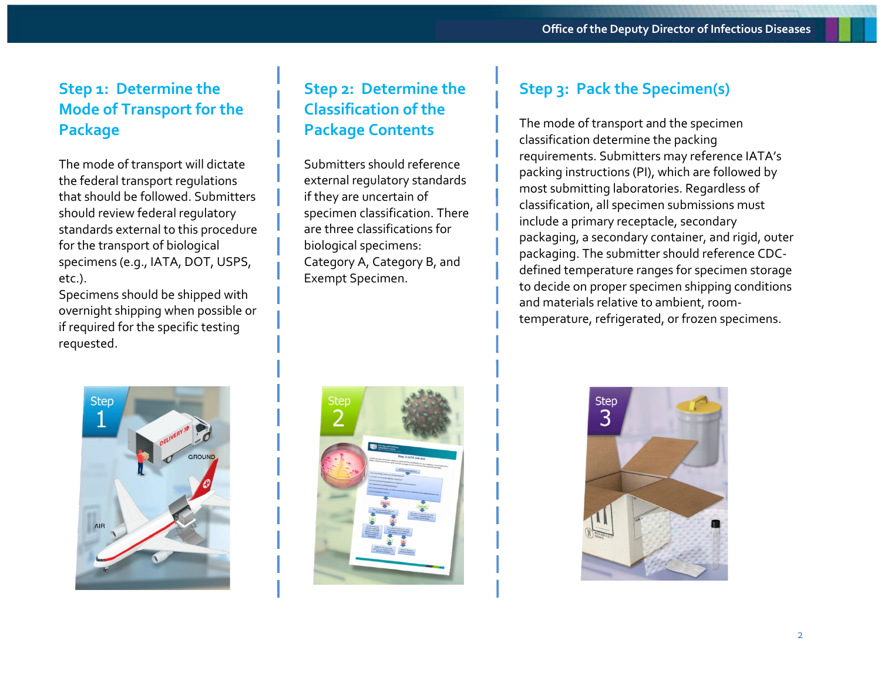## Step 1: Determine the Mode of Transport for the Package

The mode of transport will dictate the federal transport regulations that should be followed. Submitters should review federal regulatory standards external to this procedure for the transport of biological specimens (e.g., IATA, DOT, USPS, etc.).

Specimens should be shipped with overnight shipping when possible or if required for the specific testing requested.

## Step 2: Determine the Classification of the Package Contents

Submitters should reference external regulatory standards if they are uncertain of specimen classification. There are three classifications for biological specimens: Category A, Category B, and Exempt Specimen.

## Step 3: Pack the Specimen(s)

The mode of transport and the specimen classification determine the packing requirements. Submitters may reference IATA's packing instructions (PI), which are followed by most submitting laboratories. Regardless of classification, all specimen submissions must include a primary receptacle, secondary packaging, a secondary container, and rigid, outer packaging. The submitter should reference CDC-defined temperature ranges for specimen storage to decide on proper specimen shipping conditions and materials relative to ambient, room-temperature, refrigerated, or frozen specimens.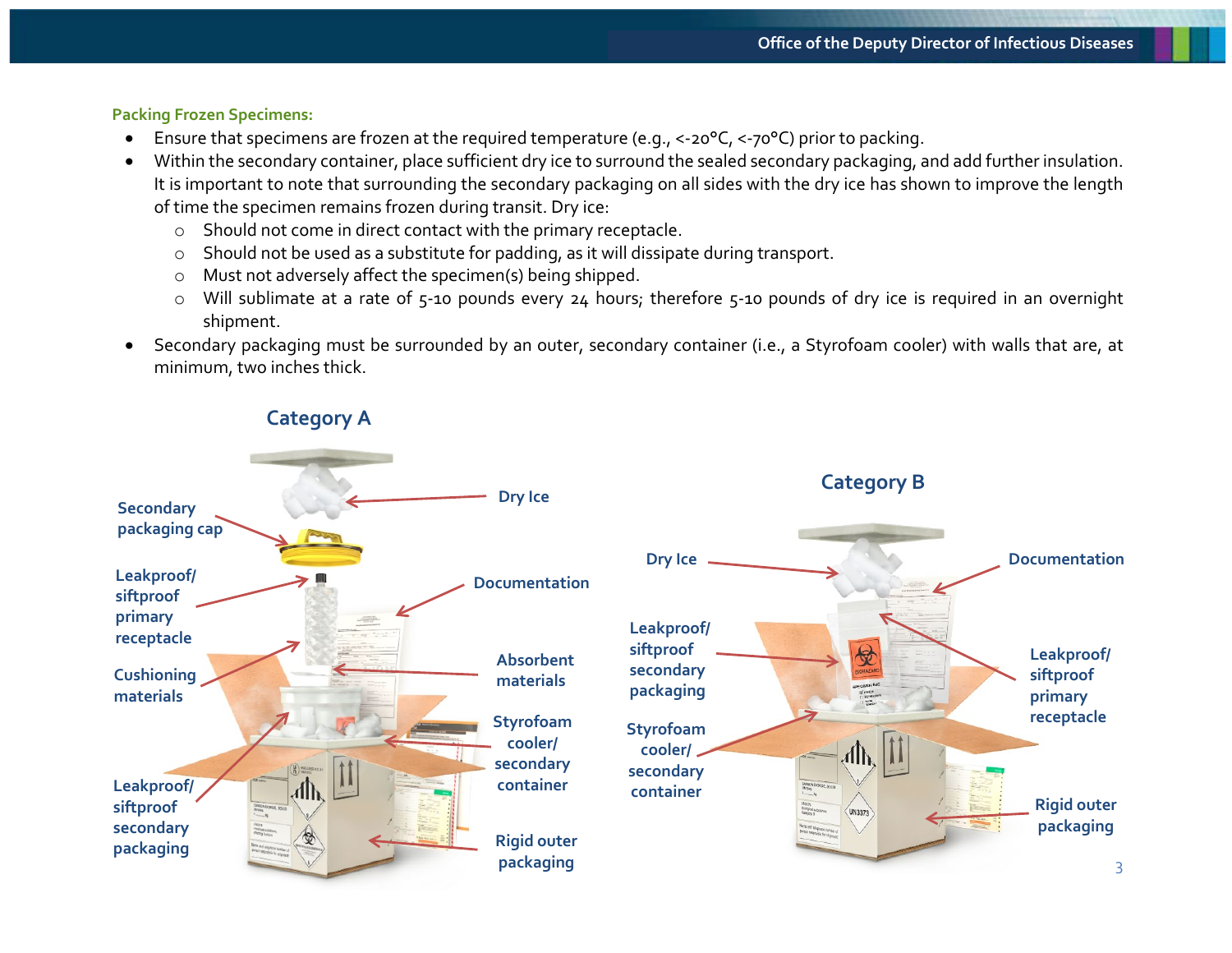**Packing Frozen Specimens:**

- Ensure that specimens are frozen at the required temperature (e.g., <-20°C, <-70°C) prior to packing.
- Within the secondary container, place sufficient dry ice to surround the sealed secondary packaging, and add further insulation. It is important to note that surrounding the secondary packaging on all sides with the dry ice has shown to improve the length of time the specimen remains frozen during transit. Dry ice:
  - Should not come in direct contact with the primary receptacle.
  - Should not be used as a substitute for padding, as it will dissipate during transport.
  - Must not adversely affect the specimen(s) being shipped.
  - Will sublimate at a rate of 5-10 pounds every 24 hours; therefore 5-10 pounds of dry ice is required in an overnight shipment.
- Secondary packaging must be surrounded by an outer, secondary container (i.e., a Styrofoam cooler) with walls that are, at minimum, two inches thick.

**Category A**

Dry Ice; Secondary packaging cap; Documentation; Leakproof/ siftproof primary receptacle; Absorbent materials; Cushioning materials; Styrofoam cooler/ secondary container; Leakproof/ siftproof secondary packaging; Rigid outer packaging

**Category B**

Dry Ice; Documentation; Leakproof/ siftproof secondary packaging; Leakproof/ siftproof primary receptacle; Styrofoam cooler/ secondary container; Rigid outer packaging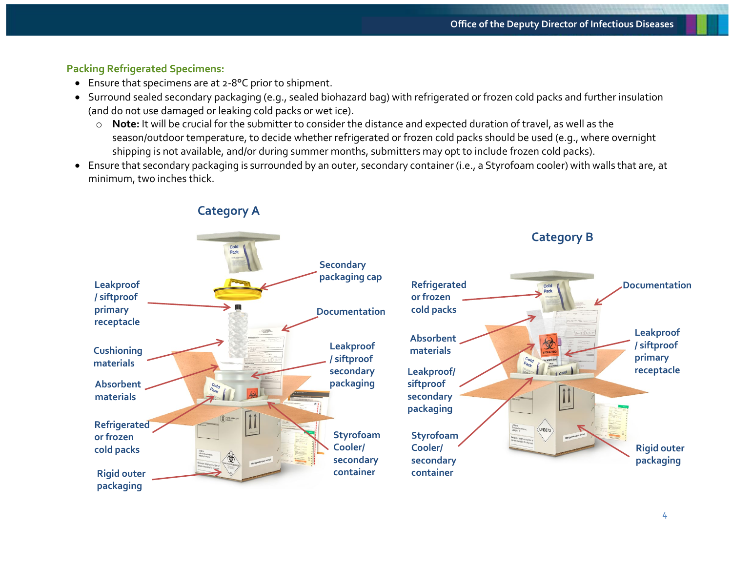### Packing Refrigerated Specimens:

- Ensure that specimens are at 2-8°C prior to shipment.
- Surround sealed secondary packaging (e.g., sealed biohazard bag) with refrigerated or frozen cold packs and further insulation (and do not use damaged or leaking cold packs or wet ice).
  - **Note:** It will be crucial for the submitter to consider the distance and expected duration of travel, as well as the season/outdoor temperature, to decide whether refrigerated or frozen cold packs should be used (e.g., where overnight shipping is not available, and/or during summer months, submitters may opt to include frozen cold packs).
- Ensure that secondary packaging is surrounded by an outer, secondary container (i.e., a Styrofoam cooler) with walls that are, at minimum, two inches thick.

**Category A**

Secondary packaging cap
Leakproof / siftproof primary receptacle
Documentation
Cushioning materials
Leakproof / siftproof secondary packaging
Absorbent materials
Refrigerated or frozen cold packs
Styrofoam Cooler/ secondary container
Rigid outer packaging

**Category B**

Refrigerated or frozen cold packs
Documentation
Absorbent materials
Leakproof / siftproof primary receptacle
Leakproof/ siftproof secondary packaging
Styrofoam Cooler/ secondary container
Rigid outer packaging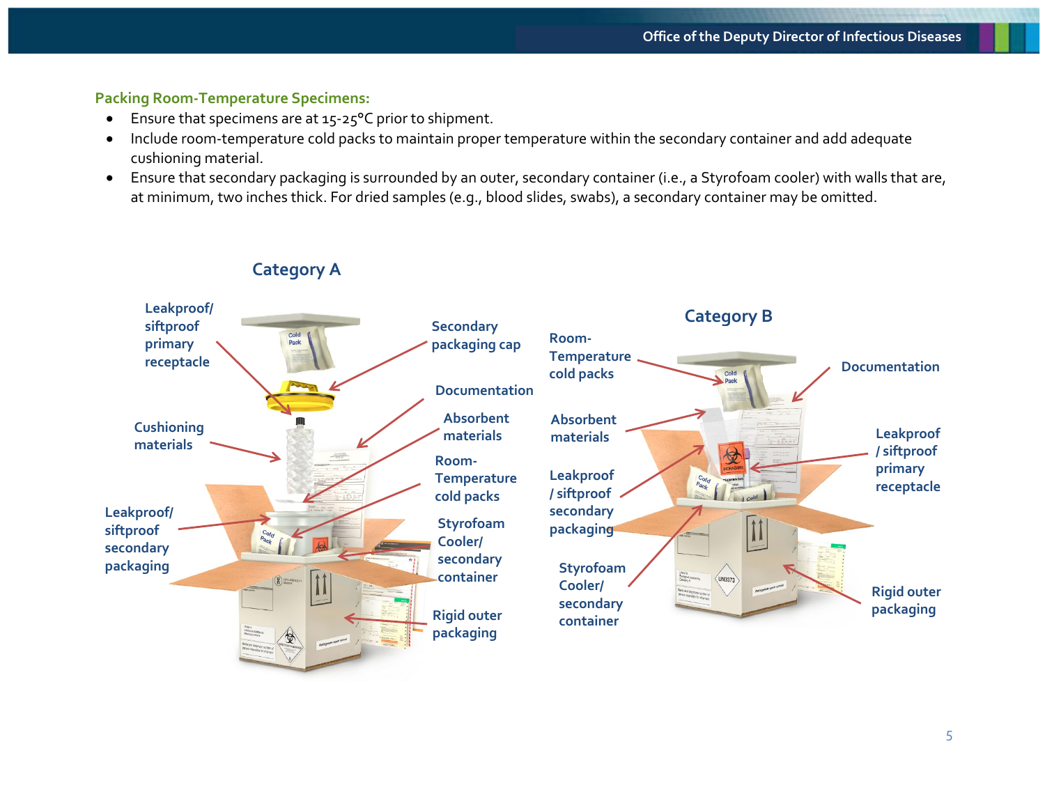## Packing Room-Temperature Specimens:

- Ensure that specimens are at 15-25°C prior to shipment.
- Include room-temperature cold packs to maintain proper temperature within the secondary container and add adequate cushioning material.
- Ensure that secondary packaging is surrounded by an outer, secondary container (i.e., a Styrofoam cooler) with walls that are, at minimum, two inches thick. For dried samples (e.g., blood slides, swabs), a secondary container may be omitted.

### Category A

- Leakproof/ siftproof primary receptacle
- Cushioning materials
- Leakproof/ siftproof secondary packaging
- Secondary packaging cap
- Documentation
- Absorbent materials
- Room-Temperature cold packs
- Styrofoam Cooler/ secondary container
- Rigid outer packaging

### Category B

- Room-Temperature cold packs
- Absorbent materials
- Leakproof / siftproof secondary packaging
- Styrofoam Cooler/ secondary container
- Documentation
- Leakproof / siftproof primary receptacle
- Rigid outer packaging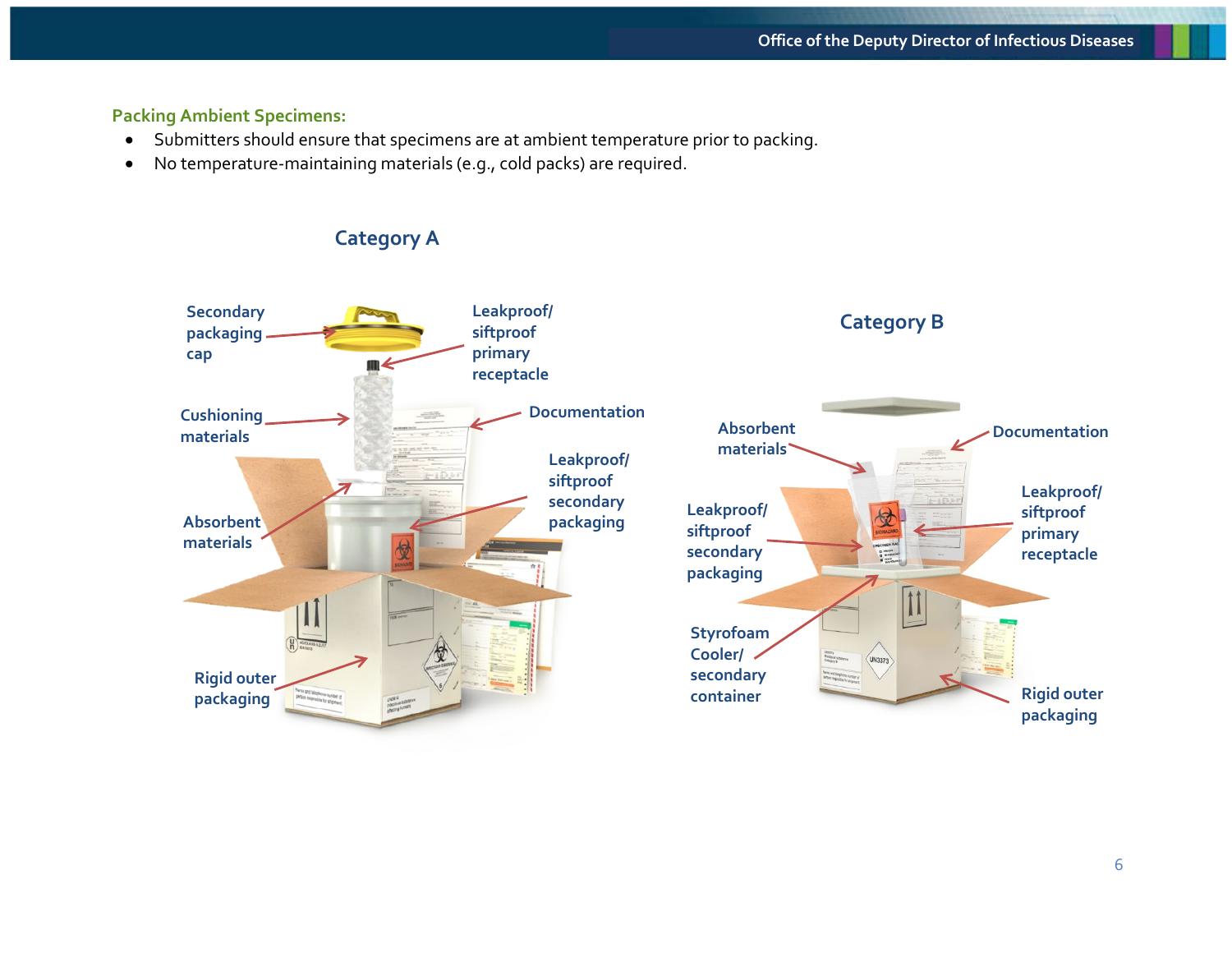**Packing Ambient Specimens:**

- Submitters should ensure that specimens are at ambient temperature prior to packing.
- No temperature-maintaining materials (e.g., cold packs) are required.

### Category A

Secondary packaging cap

Leakproof/ siftproof primary receptacle

Cushioning materials

Documentation

Leakproof/ siftproof secondary packaging

Absorbent materials

Rigid outer packaging

### Category B

Absorbent materials

Documentation

Leakproof/ siftproof primary receptacle

Leakproof/ siftproof secondary packaging

Styrofoam Cooler/ secondary container

Rigid outer packaging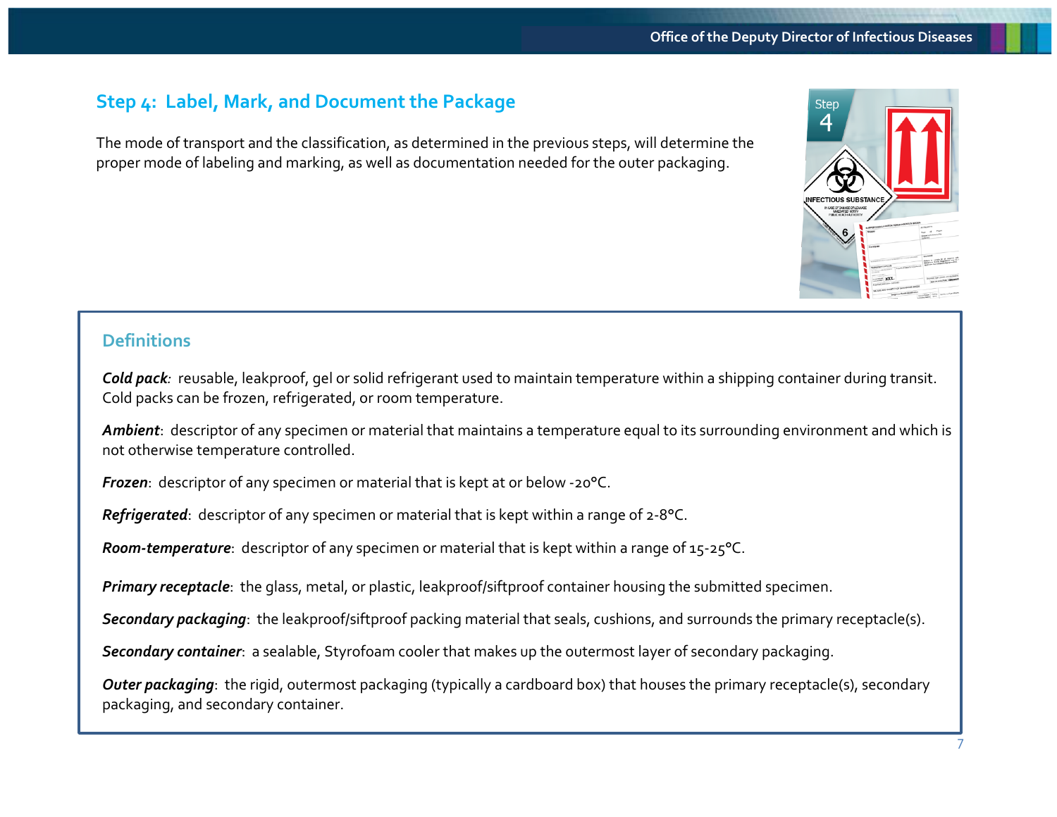## Step 4: Label, Mark, and Document the Package

The mode of transport and the classification, as determined in the previous steps, will determine the proper mode of labeling and marking, as well as documentation needed for the outer packaging.

### Definitions

***Cold pack***: reusable, leakproof, gel or solid refrigerant used to maintain temperature within a shipping container during transit. Cold packs can be frozen, refrigerated, or room temperature.

***Ambient***: descriptor of any specimen or material that maintains a temperature equal to its surrounding environment and which is not otherwise temperature controlled.

***Frozen***: descriptor of any specimen or material that is kept at or below -20°C.

***Refrigerated***: descriptor of any specimen or material that is kept within a range of 2-8°C.

***Room-temperature***: descriptor of any specimen or material that is kept within a range of 15-25°C.

***Primary receptacle***: the glass, metal, or plastic, leakproof/siftproof container housing the submitted specimen.

***Secondary packaging***: the leakproof/siftproof packing material that seals, cushions, and surrounds the primary receptacle(s).

***Secondary container***: a sealable, Styrofoam cooler that makes up the outermost layer of secondary packaging.

***Outer packaging***: the rigid, outermost packaging (typically a cardboard box) that houses the primary receptacle(s), secondary packaging, and secondary container.